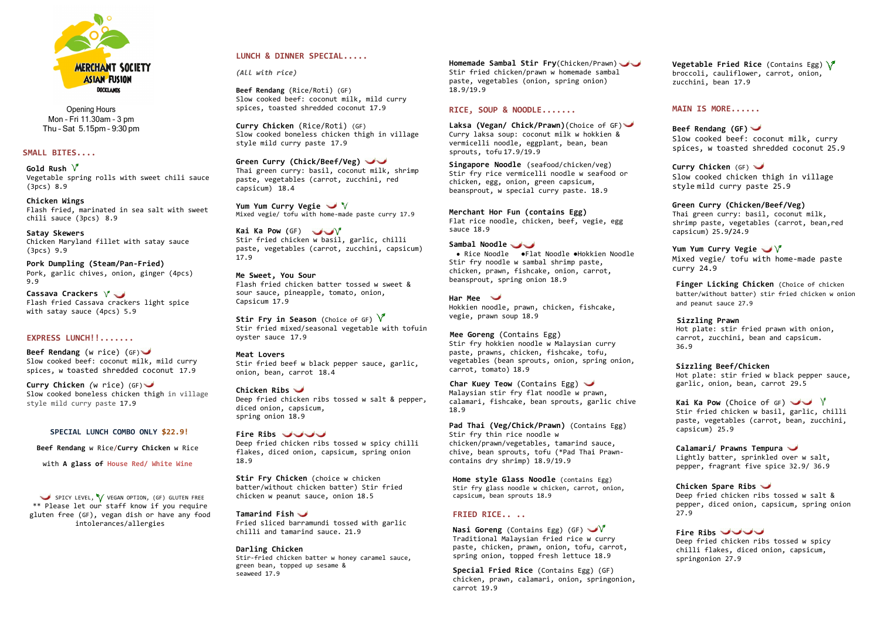MERCHANT SOCIETY
ASIAN FUSION
DOCKLANDS

Opening Hours
Mon - Fri 11.30am - 3 pm
Thu - Sat 5.15pm - 9:30 pm

## SMALL BITES....

**Gold Rush**
Vegetable spring rolls with sweet chili sauce (3pcs) 8.9

**Chicken Wings**
Flash fried, marinated in sea salt with sweet chili sauce (3pcs) 8.9

**Satay Skewers**
Chicken Maryland fillet with satay sauce (3pcs) 9.9

**Pork Dumpling (Steam/Pan-Fried)**
Pork, garlic chives, onion, ginger (4pcs) 9.9

**Cassava Crackers**
Flash fried Cassava crackers light spice with satay sauce (4pcs) 5.9

## EXPRESS LUNCH!!.......

**Beef Rendang** (w rice) (GF)
Slow cooked beef: coconut milk, mild curry spices, w toasted shredded coconut 17.9

**Curry Chicken** (w rice) (GF)
Slow cooked boneless chicken thigh in village style mild curry paste 17.9

**SPECIAL LUNCH COMBO ONLY $22.9!**

**Beef Rendang** w Rice/**Curry Chicken** w Rice

with **A glass of** House Red/ White Wine

SPICY LEVEL, VEGAN OPTION, (GF) GLUTEN FREE
** Please let our staff know if you require gluten free (GF), vegan dish or have any food intolerances/allergies

## LUNCH & DINNER SPECIAL.....

*(All with rice)*

**Beef Rendang** (Rice/Roti) (GF)
Slow cooked beef: coconut milk, mild curry spices, toasted shredded coconut 17.9

**Curry Chicken** (Rice/Roti) (GF)
Slow cooked boneless chicken thigh in village style mild curry paste 17.9

**Green Curry (Chick/Beef/Veg)**
Thai green curry: basil, coconut milk, shrimp paste, vegetables (carrot, zucchini, red capsicum) 18.4

**Yum Yum Curry Vegie**
Mixed vegie/ tofu with home-made paste curry 17.9

**Kai Ka Pow** (GF)
Stir fried chicken w basil, garlic, chilli paste, vegetables (carrot, zucchini, capsicum) 17.9

**Me Sweet, You Sour**
Flash fried chicken batter tossed w sweet & sour sauce, pineapple, tomato, onion, Capsicum 17.9

**Stir Fry in Season** (Choice of GF)
Stir fried mixed/seasonal vegetable with tofuin oyster sauce 17.9

**Meat Lovers**
Stir fried beef w black pepper sauce, garlic, onion, bean, carrot 18.4

**Chicken Ribs**
Deep fried chicken ribs tossed w salt & pepper, diced onion, capsicum, spring onion 18.9

**Fire Ribs**
Deep fried chicken ribs tossed w spicy chilli flakes, diced onion, capsicum, spring onion 18.9

**Stir Fry Chicken** (choice w chicken batter/without chicken batter) Stir fried chicken w peanut sauce, onion 18.5

**Tamarind Fish**
Fried sliced barramundi tossed with garlic chilli and tamarind sauce. 21.9

**Darling Chicken**
Stir-fried chicken batter w honey caramel sauce, green bean, topped up sesame & seaweed 17.9

**Homemade Sambal Stir Fry**(Chicken/Prawn)
Stir fried chicken/prawn w homemade sambal paste, vegetables (onion, spring onion) 18.9/19.9

## RICE, SOUP & NOODLE.......

**Laksa (Vegan/ Chick/Prawn)**(Choice of GF)
Curry laksa soup: coconut milk w hokkien & vermicelli noodle, eggplant, bean, bean sprouts, tofu 17.9/19.9

**Singapore Noodle** (seafood/chicken/veg)
Stir fry rice vermicelli noodle w seafood or chicken, egg, onion, green capsicum, beansprout, w special curry paste. 18.9

**Merchant Hor Fun (contains Egg)**
Flat rice noodle, chicken, beef, vegie, egg sauce 18.9

**Sambal Noodle**
- Rice Noodle
- Flat Noodle
- Hokkien Noodle

Stir fry noodle w sambal shrimp paste, chicken, prawn, fishcake, onion, carrot, beansprout, spring onion 18.9

**Har Mee**
Hokkien noodle, prawn, chicken, fishcake, vegie, prawn soup 18.9

**Mee Goreng** (Contains Egg)
Stir fry hokkien noodle w Malaysian curry paste, prawns, chicken, fishcake, tofu, vegetables (bean sprouts, onion, spring onion, carrot, tomato) 18.9

**Char Kuey Teow** (Contains Egg)
Malaysian stir fry flat noodle w prawn, calamari, fishcake, bean sprouts, garlic chive 18.9

**Pad Thai (Veg/Chick/Prawn)** (Contains Egg)
Stir fry thin rice noodle w chicken/prawn/vegetables, tamarind sauce, chive, bean sprouts, tofu (*Pad Thai Prawn-contains dry shrimp) 18.9/19.9

**Home style Glass Noodle** (contains Egg)
Stir fry glass noodle w chicken, carrot, onion, capsicum, bean sprouts 18.9

## FRIED RICE.. ..

**Nasi Goreng** (Contains Egg) (GF)
Traditional Malaysian fried rice w curry paste, chicken, prawn, onion, tofu, carrot, spring onion, topped fresh lettuce 18.9

**Special Fried Rice** (Contains Egg) (GF)
chicken, prawn, calamari, onion, springonion, carrot 19.9

**Vegetable Fried Rice** (Contains Egg)
broccoli, cauliflower, carrot, onion, zucchini, bean 17.9

## MAIN IS MORE......

**Beef Rendang (GF)**
Slow cooked beef: coconut milk, curry spices, w toasted shredded coconut 25.9

**Curry Chicken** (GF)
Slow cooked chicken thigh in village style mild curry paste 25.9

**Green Curry (Chicken/Beef/Veg)**
Thai green curry: basil, coconut milk, shrimp paste, vegetables (carrot, bean,red capsicum) 25.9/24.9

**Yum Yum Curry Vegie**
Mixed vegie/ tofu with home-made paste curry 24.9

**Finger Licking Chicken** (Choice of chicken batter/without batter) stir fried chicken w onion and peanut sauce 27.9

**Sizzling Prawn**
Hot plate: stir fried prawn with onion, carrot, zucchini, bean and capsicum. 36.9

**Sizzling Beef/Chicken**
Hot plate: stir fried w black pepper sauce, garlic, onion, bean, carrot 29.5

**Kai Ka Pow** (Choice of GF)
Stir fried chicken w basil, garlic, chilli paste, vegetables (carrot, bean, zucchini, capsicum) 25.9

**Calamari/ Prawns Tempura**
Lightly batter, sprinkled over w salt, pepper, fragrant five spice 32.9/ 36.9

**Chicken Spare Ribs**
Deep fried chicken ribs tossed w salt & pepper, diced onion, capsicum, spring onion 27.9

**Fire Ribs**
Deep fried chicken ribs tossed w spicy chilli flakes, diced onion, capsicum, springonion 27.9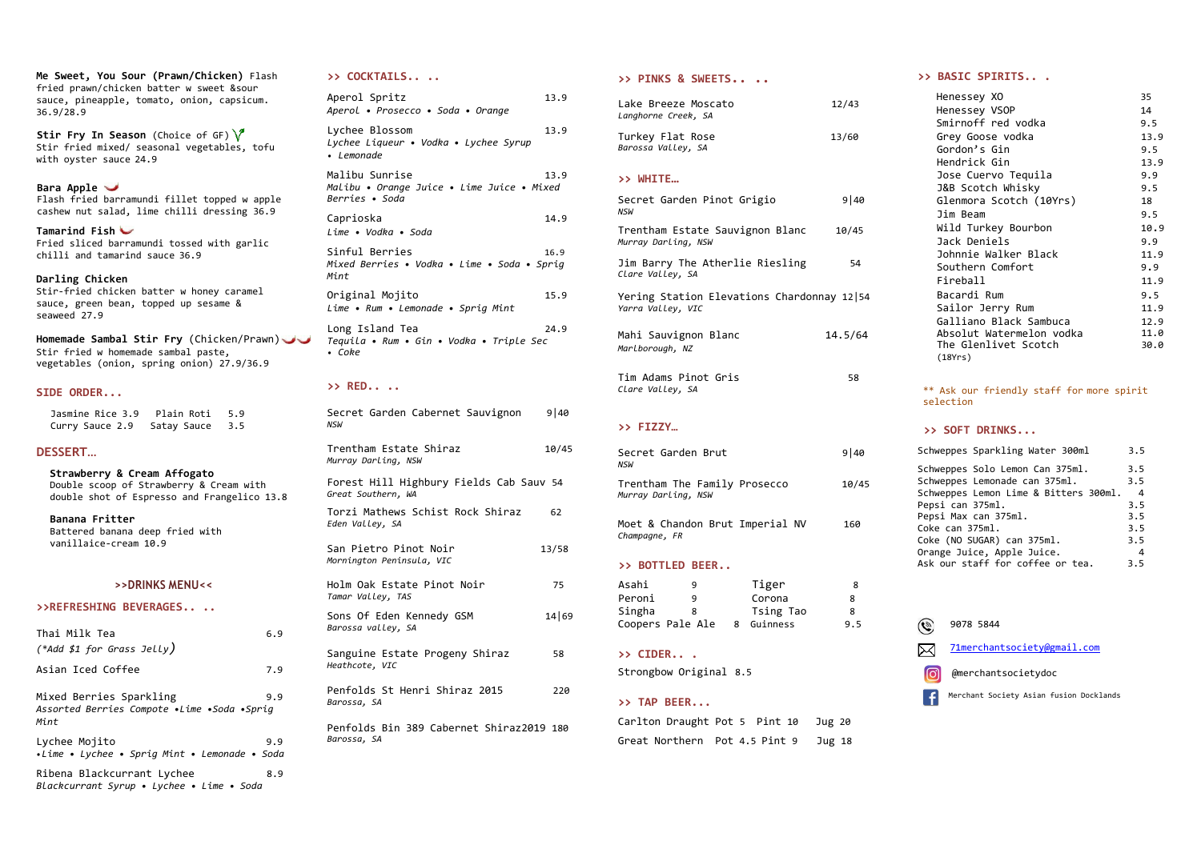**Me Sweet, You Sour (Prawn/Chicken)** Flash fried prawn/chicken batter w sweet &sour sauce, pineapple, tomato, onion, capsicum. 36.9/28.9

**Stir Fry In Season** (Choice of GF)
Stir fried mixed/ seasonal vegetables, tofu with oyster sauce 24.9

**Bara Apple**
Flash fried barramundi fillet topped w apple cashew nut salad, lime chilli dressing 36.9

**Tamarind Fish**
Fried sliced barramundi tossed with garlic chilli and tamarind sauce 36.9

**Darling Chicken**
Stir-fried chicken batter w honey caramel sauce, green bean, topped up sesame & seaweed 27.9

**Homemade Sambal Stir Fry** (Chicken/Prawn)
Stir fried w homemade sambal paste, vegetables (onion, spring onion) 27.9/36.9

## SIDE ORDER...

Jasmine Rice 3.9 Plain Roti 5.9
Curry Sauce 2.9 Satay Sauce 3.5

## DESSERT…

**Strawberry & Cream Affogato**
Double scoop of Strawberry & Cream with double shot of Espresso and Frangelico 13.8

**Banana Fritter**
Battered banana deep fried with vanillaice-cream 10.9

# >>DRINKS MENU<<

## >>REFRESHING BEVERAGES.. ..

Thai Milk Tea 6.9
*(*Add $1 for Grass Jelly)*

Asian Iced Coffee 7.9

Mixed Berries Sparkling 9.9
*Assorted Berries Compote •Lime •Soda •Sprig Mint*

Lychee Mojito 9.9
*•Lime • Lychee • Sprig Mint • Lemonade • Soda*

Ribena Blackcurrant Lychee 8.9
*Blackcurrant Syrup • Lychee • Lime • Soda*

## >> COCKTAILS.. ..

Aperol Spritz 13.9
*Aperol • Prosecco • Soda • Orange*

Lychee Blossom 13.9
*Lychee Liqueur • Vodka • Lychee Syrup • Lemonade*

Malibu Sunrise 13.9
*Malibu • Orange Juice • Lime Juice • Mixed Berries • Soda*

Caprioska 14.9
*Lime • Vodka • Soda*

Sinful Berries 16.9
*Mixed Berries • Vodka • Lime • Soda • Sprig Mint*

Original Mojito 15.9
*Lime • Rum • Lemonade • Sprig Mint*

Long Island Tea 24.9
*Tequila • Rum • Gin • Vodka • Triple Sec • Coke*

## >> RED.. ..

Secret Garden Cabernet Sauvignon 9|40
*NSW*

Trentham Estate Shiraz 10/45
*Murray Darling, NSW*

Forest Hill Highbury Fields Cab Sauv 54
*Great Southern, WA*

Torzi Mathews Schist Rock Shiraz 62
*Eden Valley, SA*

San Pietro Pinot Noir 13/58
*Mornington Peninsula, VIC*

Holm Oak Estate Pinot Noir 75
*Tamar Valley, TAS*

Sons Of Eden Kennedy GSM 14|69
*Barossa valley, SA*

Sanguine Estate Progeny Shiraz 58
*Heathcote, VIC*

Penfolds St Henri Shiraz 2015 220
*Barossa, SA*

Penfolds Bin 389 Cabernet Shiraz2019 180
*Barossa, SA*

## >> PINKS & SWEETS.. ..

Lake Breeze Moscato 12/43
*Langhorne Creek, SA*

Turkey Flat Rose 13/60
*Barossa Valley, SA*

## >> WHITE…

Secret Garden Pinot Grigio 9|40
*NSW*

Trentham Estate Sauvignon Blanc 10/45
*Murray Darling, NSW*

Jim Barry The Atherlie Riesling 54
*Clare Valley, SA*

Yering Station Elevations Chardonnay 12|54
*Yarra Valley, VIC*

Mahi Sauvignon Blanc 14.5/64
*Marlborough, NZ*

Tim Adams Pinot Gris 58
*Clare Valley, SA*

## >> FIZZY…

Secret Garden Brut 9|40
*NSW*

Trentham The Family Prosecco 10/45
*Murray Darling, NSW*

Moet & Chandon Brut Imperial NV 160
*Champagne, FR*

## >> BOTTLED BEER..

| | | | |
|---|---|---|---|
| Asahi | 9 | Tiger | 8 |
| Peroni | 9 | Corona | 8 |
| Singha | 8 | Tsing Tao | 8 |
| Coopers Pale Ale | 8 | Guinness | 9.5 |

## >> CIDER.. .

Strongbow Original 8.5

## >> TAP BEER...

Carlton Draught Pot 5 Pint 10 Jug 20
Great Northern Pot 4.5 Pint 9 Jug 18

## >> BASIC SPIRITS.. .

| | |
|---|---|
| Henessey XO | 35 |
| Henessey VSOP | 14 |
| Smirnoff red vodka | 9.5 |
| Grey Goose vodka | 13.9 |
| Gordon's Gin | 9.5 |
| Hendrick Gin | 13.9 |
| Jose Cuervo Tequila | 9.9 |
| J&B Scotch Whisky | 9.5 |
| Glenmora Scotch (10Yrs) | 18 |
| Jim Beam | 9.5 |
| Wild Turkey Bourbon | 10.9 |
| Jack Deniels | 9.9 |
| Johnnie Walker Black | 11.9 |
| Southern Comfort | 9.9 |
| Fireball | 11.9 |
| Bacardi Rum | 9.5 |
| Sailor Jerry Rum | 11.9 |
| Galliano Black Sambuca | 12.9 |
| Absolut Watermelon vodka | 11.0 |
| The Glenlivet Scotch (18Yrs) | 30.0 |

** Ask our friendly staff for more spirit selection

## >> SOFT DRINKS...

| | |
|---|---|
| Schweppes Sparkling Water 300ml | 3.5 |
| Schweppes Solo Lemon Can 375ml. | 3.5 |
| Schweppes Lemonade can 375ml. | 3.5 |
| Schweppes Lemon Lime & Bitters 300ml. | 4 |
| Pepsi can 375ml. | 3.5 |
| Pepsi Max can 375ml. | 3.5 |
| Coke can 375ml. | 3.5 |
| Coke (NO SUGAR) can 375ml. | 3.5 |
| Orange Juice, Apple Juice. | 4 |
| Ask our staff for coffee or tea. | 3.5 |

9078 5844

71merchantsociety@gmail.com

@merchantsocietydoc

Merchant Society Asian fusion Docklands